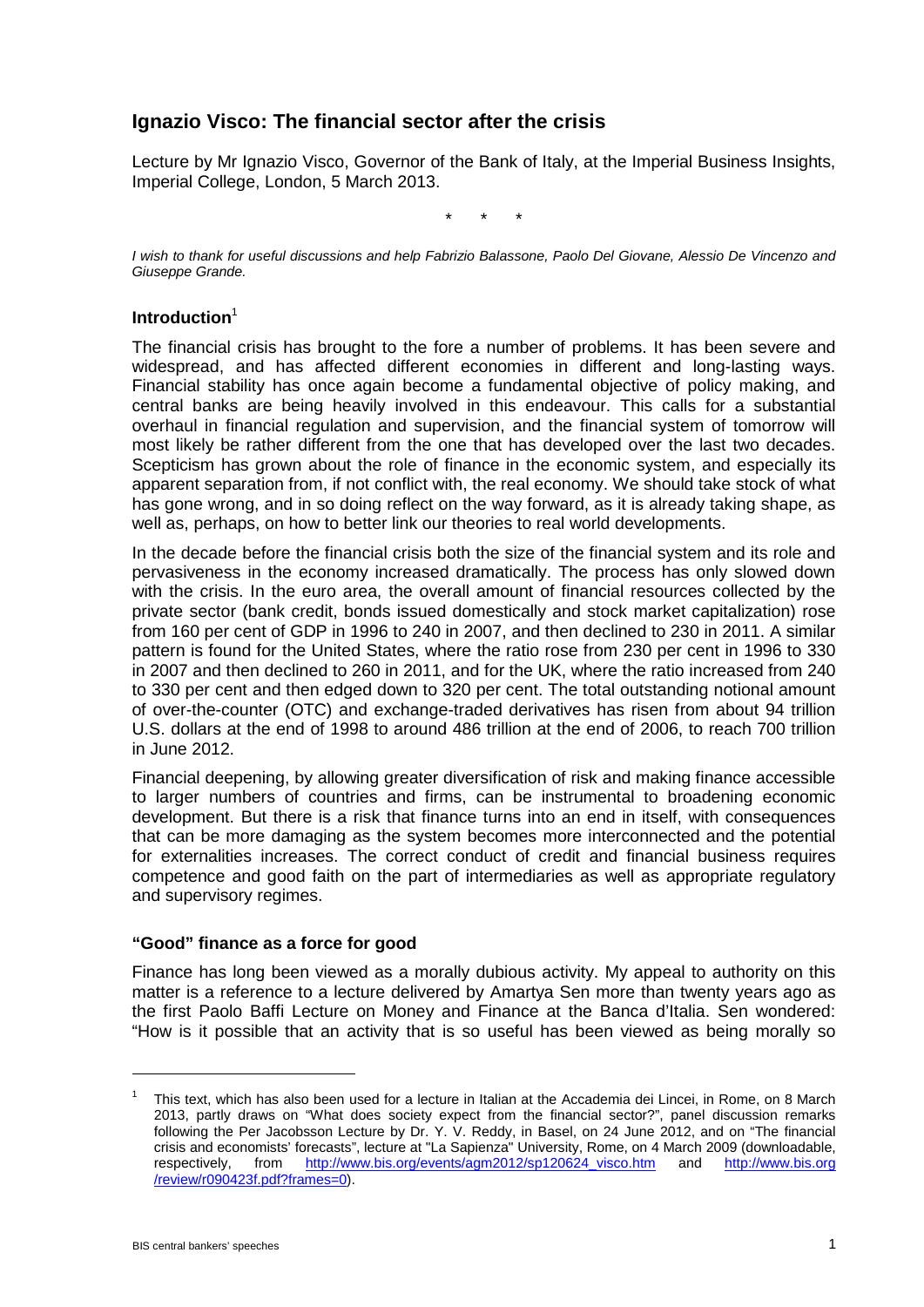# Ignazio Visco: The financial sector after the crisis

Lecture by Mr Ignazio Visco, Governor of the Bank of Italy, at the Imperial Business Insights, Imperial College, London, 5 March 2013.

\*　　\*　　\*

*I wish to thank for useful discussions and help Fabrizio Balassone, Paolo Del Giovane, Alessio De Vincenzo and Giuseppe Grande.*

## Introduction[1]

The financial crisis has brought to the fore a number of problems. It has been severe and widespread, and has affected different economies in different and long-lasting ways. Financial stability has once again become a fundamental objective of policy making, and central banks are being heavily involved in this endeavour. This calls for a substantial overhaul in financial regulation and supervision, and the financial system of tomorrow will most likely be rather different from the one that has developed over the last two decades. Scepticism has grown about the role of finance in the economic system, and especially its apparent separation from, if not conflict with, the real economy. We should take stock of what has gone wrong, and in so doing reflect on the way forward, as it is already taking shape, as well as, perhaps, on how to better link our theories to real world developments.

In the decade before the financial crisis both the size of the financial system and its role and pervasiveness in the economy increased dramatically. The process has only slowed down with the crisis. In the euro area, the overall amount of financial resources collected by the private sector (bank credit, bonds issued domestically and stock market capitalization) rose from 160 per cent of GDP in 1996 to 240 in 2007, and then declined to 230 in 2011. A similar pattern is found for the United States, where the ratio rose from 230 per cent in 1996 to 330 in 2007 and then declined to 260 in 2011, and for the UK, where the ratio increased from 240 to 330 per cent and then edged down to 320 per cent. The total outstanding notional amount of over-the-counter (OTC) and exchange-traded derivatives has risen from about 94 trillion U.S. dollars at the end of 1998 to around 486 trillion at the end of 2006, to reach 700 trillion in June 2012.

Financial deepening, by allowing greater diversification of risk and making finance accessible to larger numbers of countries and firms, can be instrumental to broadening economic development. But there is a risk that finance turns into an end in itself, with consequences that can be more damaging as the system becomes more interconnected and the potential for externalities increases. The correct conduct of credit and financial business requires competence and good faith on the part of intermediaries as well as appropriate regulatory and supervisory regimes.

## "Good" finance as a force for good

Finance has long been viewed as a morally dubious activity. My appeal to authority on this matter is a reference to a lecture delivered by Amartya Sen more than twenty years ago as the first Paolo Baffi Lecture on Money and Finance at the Banca d'Italia. Sen wondered: "How is it possible that an activity that is so useful has been viewed as being morally so

---

[1] This text, which has also been used for a lecture in Italian at the Accademia dei Lincei, in Rome, on 8 March 2013, partly draws on "What does society expect from the financial sector?", panel discussion remarks following the Per Jacobsson Lecture by Dr. Y. V. Reddy, in Basel, on 24 June 2012, and on "The financial crisis and economists' forecasts", lecture at "La Sapienza" University, Rome, on 4 March 2009 (downloadable, respectively, from http://www.bis.org/events/agm2012/sp120624_visco.htm and http://www.bis.org/review/r090423f.pdf?frames=0).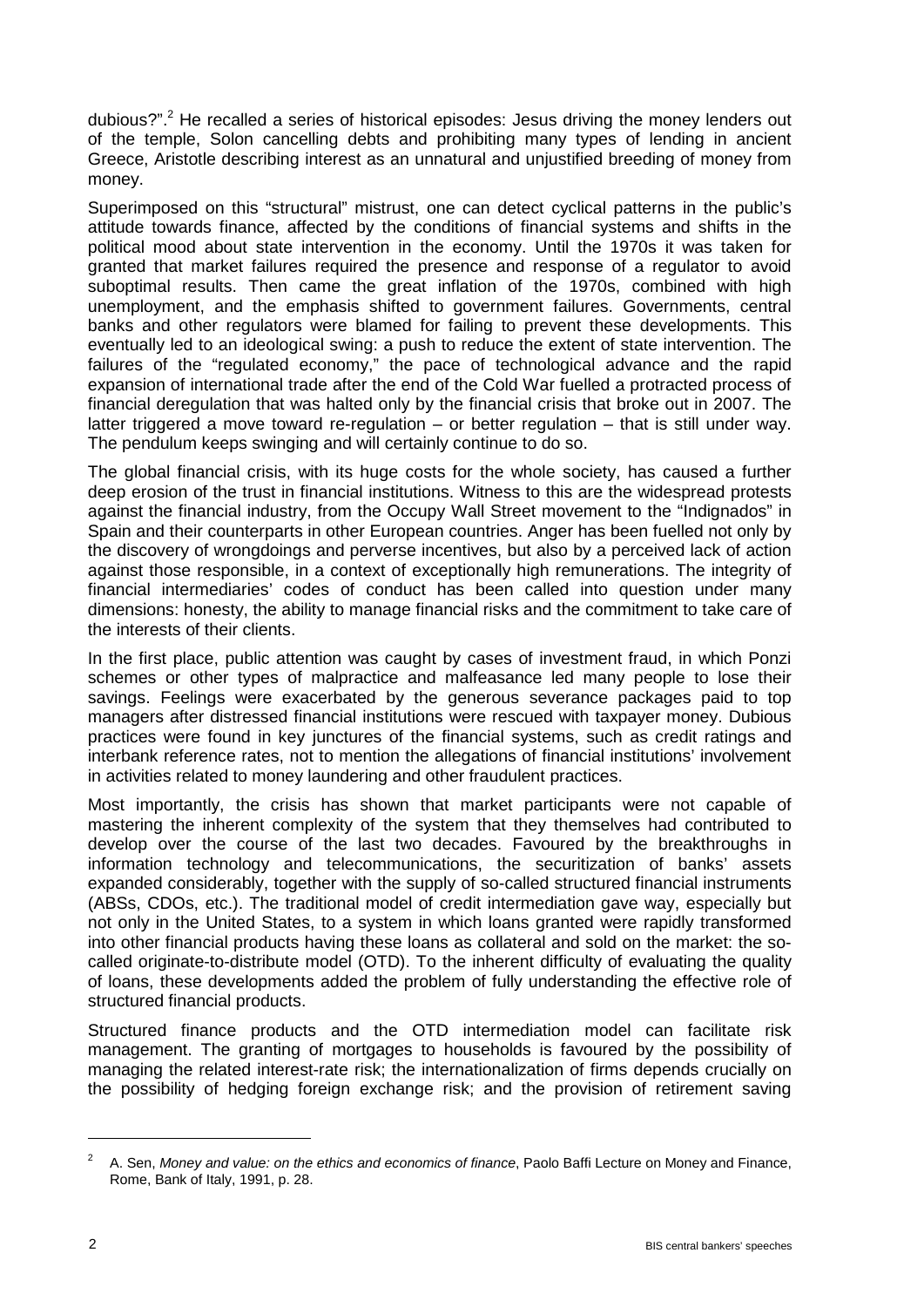dubious?".[2] He recalled a series of historical episodes: Jesus driving the money lenders out of the temple, Solon cancelling debts and prohibiting many types of lending in ancient Greece, Aristotle describing interest as an unnatural and unjustified breeding of money from money.

Superimposed on this "structural" mistrust, one can detect cyclical patterns in the public's attitude towards finance, affected by the conditions of financial systems and shifts in the political mood about state intervention in the economy. Until the 1970s it was taken for granted that market failures required the presence and response of a regulator to avoid suboptimal results. Then came the great inflation of the 1970s, combined with high unemployment, and the emphasis shifted to government failures. Governments, central banks and other regulators were blamed for failing to prevent these developments. This eventually led to an ideological swing: a push to reduce the extent of state intervention. The failures of the "regulated economy," the pace of technological advance and the rapid expansion of international trade after the end of the Cold War fuelled a protracted process of financial deregulation that was halted only by the financial crisis that broke out in 2007. The latter triggered a move toward re-regulation – or better regulation – that is still under way. The pendulum keeps swinging and will certainly continue to do so.

The global financial crisis, with its huge costs for the whole society, has caused a further deep erosion of the trust in financial institutions. Witness to this are the widespread protests against the financial industry, from the Occupy Wall Street movement to the "Indignados" in Spain and their counterparts in other European countries. Anger has been fuelled not only by the discovery of wrongdoings and perverse incentives, but also by a perceived lack of action against those responsible, in a context of exceptionally high remunerations. The integrity of financial intermediaries' codes of conduct has been called into question under many dimensions: honesty, the ability to manage financial risks and the commitment to take care of the interests of their clients.

In the first place, public attention was caught by cases of investment fraud, in which Ponzi schemes or other types of malpractice and malfeasance led many people to lose their savings. Feelings were exacerbated by the generous severance packages paid to top managers after distressed financial institutions were rescued with taxpayer money. Dubious practices were found in key junctures of the financial systems, such as credit ratings and interbank reference rates, not to mention the allegations of financial institutions' involvement in activities related to money laundering and other fraudulent practices.

Most importantly, the crisis has shown that market participants were not capable of mastering the inherent complexity of the system that they themselves had contributed to develop over the course of the last two decades. Favoured by the breakthroughs in information technology and telecommunications, the securitization of banks' assets expanded considerably, together with the supply of so-called structured financial instruments (ABSs, CDOs, etc.). The traditional model of credit intermediation gave way, especially but not only in the United States, to a system in which loans granted were rapidly transformed into other financial products having these loans as collateral and sold on the market: the so-called originate-to-distribute model (OTD). To the inherent difficulty of evaluating the quality of loans, these developments added the problem of fully understanding the effective role of structured financial products.

Structured finance products and the OTD intermediation model can facilitate risk management. The granting of mortgages to households is favoured by the possibility of managing the related interest-rate risk; the internationalization of firms depends crucially on the possibility of hedging foreign exchange risk; and the provision of retirement saving

[2] A. Sen, *Money and value: on the ethics and economics of finance*, Paolo Baffi Lecture on Money and Finance, Rome, Bank of Italy, 1991, p. 28.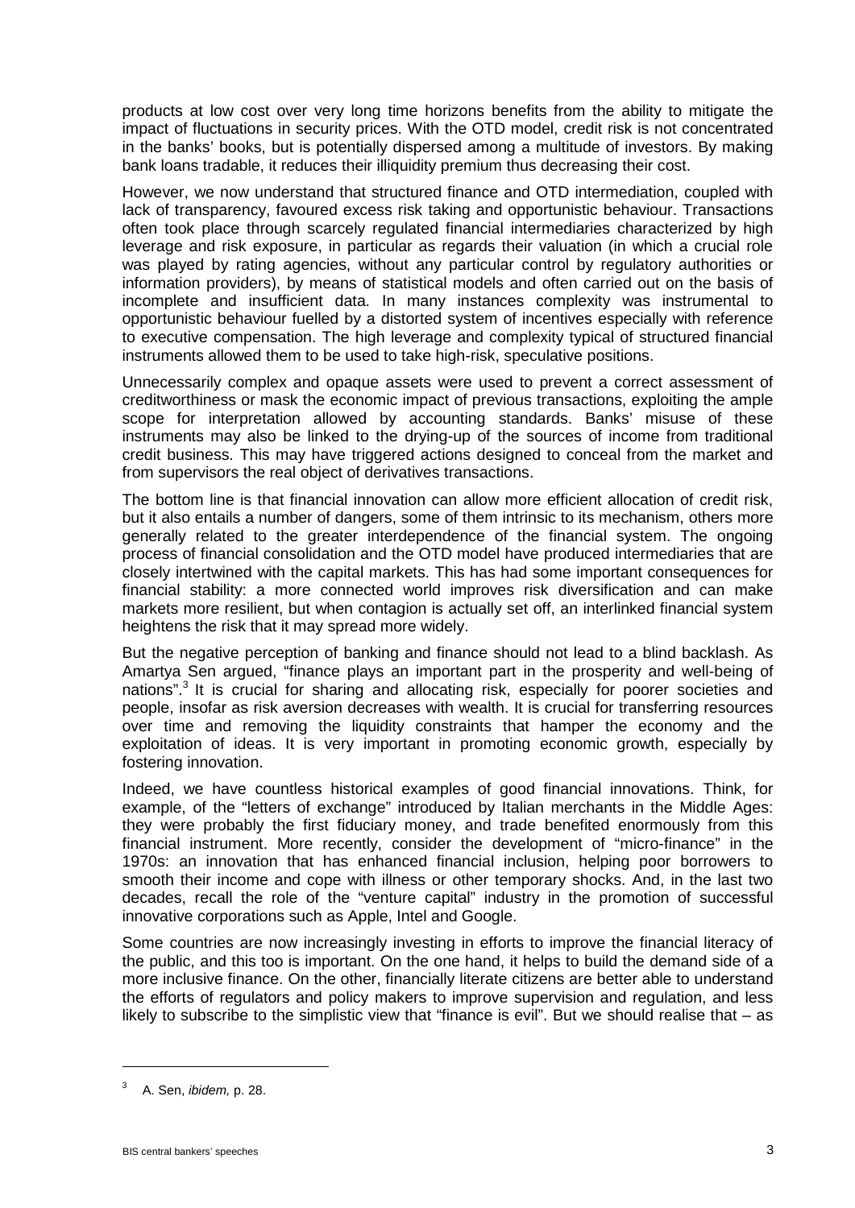products at low cost over very long time horizons benefits from the ability to mitigate the impact of fluctuations in security prices. With the OTD model, credit risk is not concentrated in the banks' books, but is potentially dispersed among a multitude of investors. By making bank loans tradable, it reduces their illiquidity premium thus decreasing their cost.

However, we now understand that structured finance and OTD intermediation, coupled with lack of transparency, favoured excess risk taking and opportunistic behaviour. Transactions often took place through scarcely regulated financial intermediaries characterized by high leverage and risk exposure, in particular as regards their valuation (in which a crucial role was played by rating agencies, without any particular control by regulatory authorities or information providers), by means of statistical models and often carried out on the basis of incomplete and insufficient data. In many instances complexity was instrumental to opportunistic behaviour fuelled by a distorted system of incentives especially with reference to executive compensation. The high leverage and complexity typical of structured financial instruments allowed them to be used to take high-risk, speculative positions.

Unnecessarily complex and opaque assets were used to prevent a correct assessment of creditworthiness or mask the economic impact of previous transactions, exploiting the ample scope for interpretation allowed by accounting standards. Banks' misuse of these instruments may also be linked to the drying-up of the sources of income from traditional credit business. This may have triggered actions designed to conceal from the market and from supervisors the real object of derivatives transactions.

The bottom line is that financial innovation can allow more efficient allocation of credit risk, but it also entails a number of dangers, some of them intrinsic to its mechanism, others more generally related to the greater interdependence of the financial system. The ongoing process of financial consolidation and the OTD model have produced intermediaries that are closely intertwined with the capital markets. This has had some important consequences for financial stability: a more connected world improves risk diversification and can make markets more resilient, but when contagion is actually set off, an interlinked financial system heightens the risk that it may spread more widely.

But the negative perception of banking and finance should not lead to a blind backlash. As Amartya Sen argued, "finance plays an important part in the prosperity and well-being of nations".[3] It is crucial for sharing and allocating risk, especially for poorer societies and people, insofar as risk aversion decreases with wealth. It is crucial for transferring resources over time and removing the liquidity constraints that hamper the economy and the exploitation of ideas. It is very important in promoting economic growth, especially by fostering innovation.

Indeed, we have countless historical examples of good financial innovations. Think, for example, of the "letters of exchange" introduced by Italian merchants in the Middle Ages: they were probably the first fiduciary money, and trade benefited enormously from this financial instrument. More recently, consider the development of "micro-finance" in the 1970s: an innovation that has enhanced financial inclusion, helping poor borrowers to smooth their income and cope with illness or other temporary shocks. And, in the last two decades, recall the role of the "venture capital" industry in the promotion of successful innovative corporations such as Apple, Intel and Google.

Some countries are now increasingly investing in efforts to improve the financial literacy of the public, and this too is important. On the one hand, it helps to build the demand side of a more inclusive finance. On the other, financially literate citizens are better able to understand the efforts of regulators and policy makers to improve supervision and regulation, and less likely to subscribe to the simplistic view that "finance is evil". But we should realise that – as

[3] A. Sen, *ibidem,* p. 28.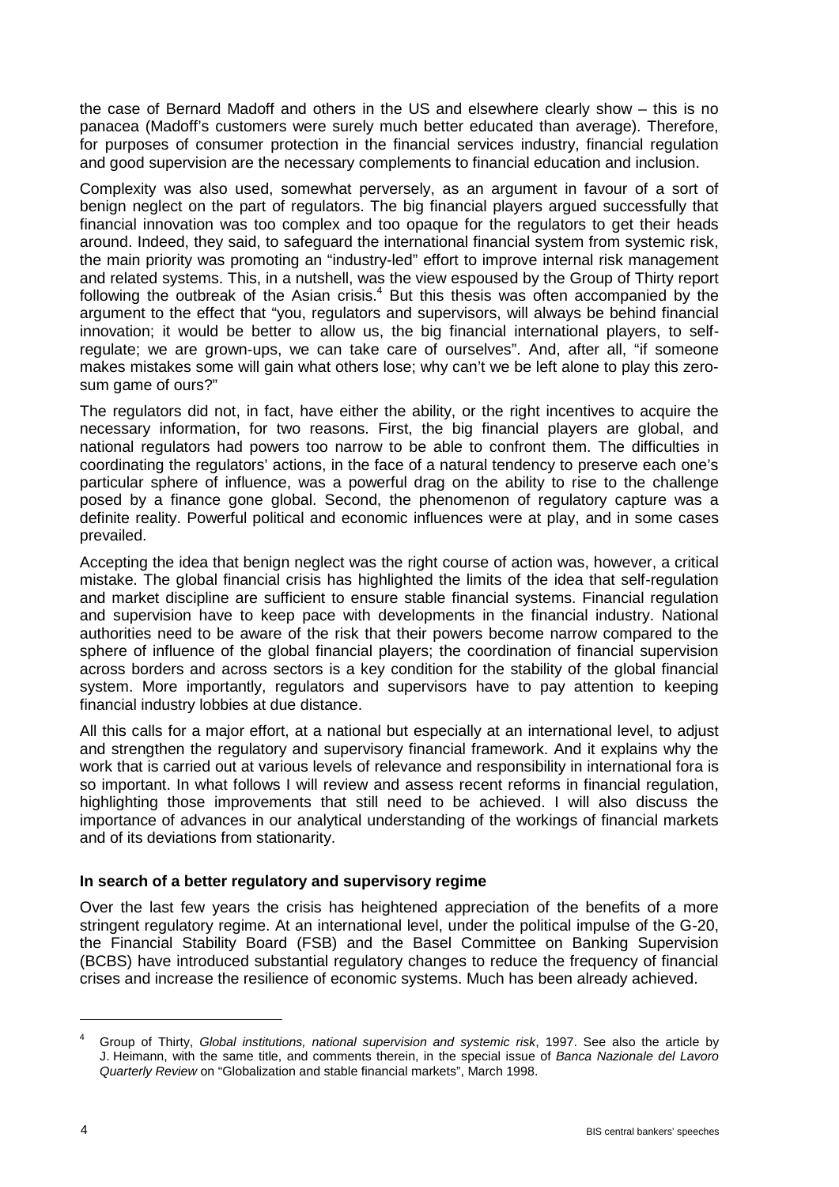the case of Bernard Madoff and others in the US and elsewhere clearly show – this is no panacea (Madoff's customers were surely much better educated than average). Therefore, for purposes of consumer protection in the financial services industry, financial regulation and good supervision are the necessary complements to financial education and inclusion.

Complexity was also used, somewhat perversely, as an argument in favour of a sort of benign neglect on the part of regulators. The big financial players argued successfully that financial innovation was too complex and too opaque for the regulators to get their heads around. Indeed, they said, to safeguard the international financial system from systemic risk, the main priority was promoting an "industry-led" effort to improve internal risk management and related systems. This, in a nutshell, was the view espoused by the Group of Thirty report following the outbreak of the Asian crisis.[4] But this thesis was often accompanied by the argument to the effect that "you, regulators and supervisors, will always be behind financial innovation; it would be better to allow us, the big financial international players, to self-regulate; we are grown-ups, we can take care of ourselves". And, after all, "if someone makes mistakes some will gain what others lose; why can't we be left alone to play this zero-sum game of ours?"

The regulators did not, in fact, have either the ability, or the right incentives to acquire the necessary information, for two reasons. First, the big financial players are global, and national regulators had powers too narrow to be able to confront them. The difficulties in coordinating the regulators' actions, in the face of a natural tendency to preserve each one's particular sphere of influence, was a powerful drag on the ability to rise to the challenge posed by a finance gone global. Second, the phenomenon of regulatory capture was a definite reality. Powerful political and economic influences were at play, and in some cases prevailed.

Accepting the idea that benign neglect was the right course of action was, however, a critical mistake. The global financial crisis has highlighted the limits of the idea that self-regulation and market discipline are sufficient to ensure stable financial systems. Financial regulation and supervision have to keep pace with developments in the financial industry. National authorities need to be aware of the risk that their powers become narrow compared to the sphere of influence of the global financial players; the coordination of financial supervision across borders and across sectors is a key condition for the stability of the global financial system. More importantly, regulators and supervisors have to pay attention to keeping financial industry lobbies at due distance.

All this calls for a major effort, at a national but especially at an international level, to adjust and strengthen the regulatory and supervisory financial framework. And it explains why the work that is carried out at various levels of relevance and responsibility in international fora is so important. In what follows I will review and assess recent reforms in financial regulation, highlighting those improvements that still need to be achieved. I will also discuss the importance of advances in our analytical understanding of the workings of financial markets and of its deviations from stationarity.

**In search of a better regulatory and supervisory regime**

Over the last few years the crisis has heightened appreciation of the benefits of a more stringent regulatory regime. At an international level, under the political impulse of the G-20, the Financial Stability Board (FSB) and the Basel Committee on Banking Supervision (BCBS) have introduced substantial regulatory changes to reduce the frequency of financial crises and increase the resilience of economic systems. Much has been already achieved.

---

[4] Group of Thirty, *Global institutions, national supervision and systemic risk*, 1997. See also the article by J. Heimann, with the same title, and comments therein, in the special issue of *Banca Nazionale del Lavoro Quarterly Review* on "Globalization and stable financial markets", March 1998.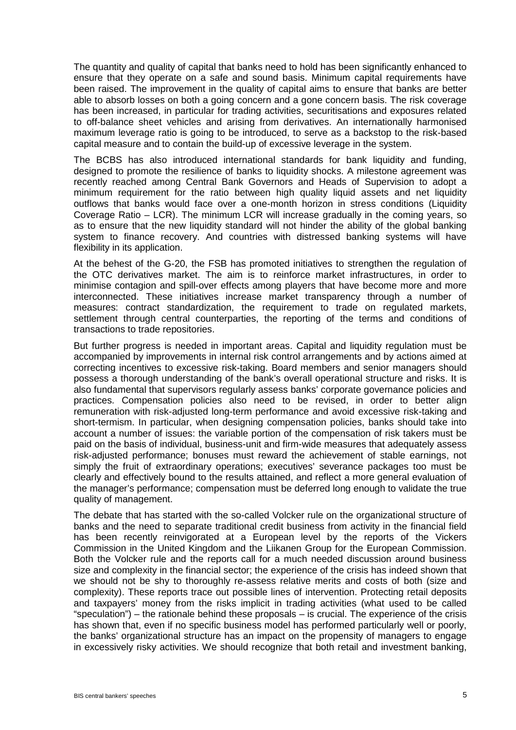The quantity and quality of capital that banks need to hold has been significantly enhanced to ensure that they operate on a safe and sound basis. Minimum capital requirements have been raised. The improvement in the quality of capital aims to ensure that banks are better able to absorb losses on both a going concern and a gone concern basis. The risk coverage has been increased, in particular for trading activities, securitisations and exposures related to off-balance sheet vehicles and arising from derivatives. An internationally harmonised maximum leverage ratio is going to be introduced, to serve as a backstop to the risk-based capital measure and to contain the build-up of excessive leverage in the system.

The BCBS has also introduced international standards for bank liquidity and funding, designed to promote the resilience of banks to liquidity shocks. A milestone agreement was recently reached among Central Bank Governors and Heads of Supervision to adopt a minimum requirement for the ratio between high quality liquid assets and net liquidity outflows that banks would face over a one-month horizon in stress conditions (Liquidity Coverage Ratio – LCR). The minimum LCR will increase gradually in the coming years, so as to ensure that the new liquidity standard will not hinder the ability of the global banking system to finance recovery. And countries with distressed banking systems will have flexibility in its application.

At the behest of the G-20, the FSB has promoted initiatives to strengthen the regulation of the OTC derivatives market. The aim is to reinforce market infrastructures, in order to minimise contagion and spill-over effects among players that have become more and more interconnected. These initiatives increase market transparency through a number of measures: contract standardization, the requirement to trade on regulated markets, settlement through central counterparties, the reporting of the terms and conditions of transactions to trade repositories.

But further progress is needed in important areas. Capital and liquidity regulation must be accompanied by improvements in internal risk control arrangements and by actions aimed at correcting incentives to excessive risk-taking. Board members and senior managers should possess a thorough understanding of the bank's overall operational structure and risks. It is also fundamental that supervisors regularly assess banks' corporate governance policies and practices. Compensation policies also need to be revised, in order to better align remuneration with risk-adjusted long-term performance and avoid excessive risk-taking and short-termism. In particular, when designing compensation policies, banks should take into account a number of issues: the variable portion of the compensation of risk takers must be paid on the basis of individual, business-unit and firm-wide measures that adequately assess risk-adjusted performance; bonuses must reward the achievement of stable earnings, not simply the fruit of extraordinary operations; executives' severance packages too must be clearly and effectively bound to the results attained, and reflect a more general evaluation of the manager's performance; compensation must be deferred long enough to validate the true quality of management.

The debate that has started with the so-called Volcker rule on the organizational structure of banks and the need to separate traditional credit business from activity in the financial field has been recently reinvigorated at a European level by the reports of the Vickers Commission in the United Kingdom and the Liikanen Group for the European Commission. Both the Volcker rule and the reports call for a much needed discussion around business size and complexity in the financial sector; the experience of the crisis has indeed shown that we should not be shy to thoroughly re-assess relative merits and costs of both (size and complexity). These reports trace out possible lines of intervention. Protecting retail deposits and taxpayers' money from the risks implicit in trading activities (what used to be called "speculation") – the rationale behind these proposals – is crucial. The experience of the crisis has shown that, even if no specific business model has performed particularly well or poorly, the banks' organizational structure has an impact on the propensity of managers to engage in excessively risky activities. We should recognize that both retail and investment banking,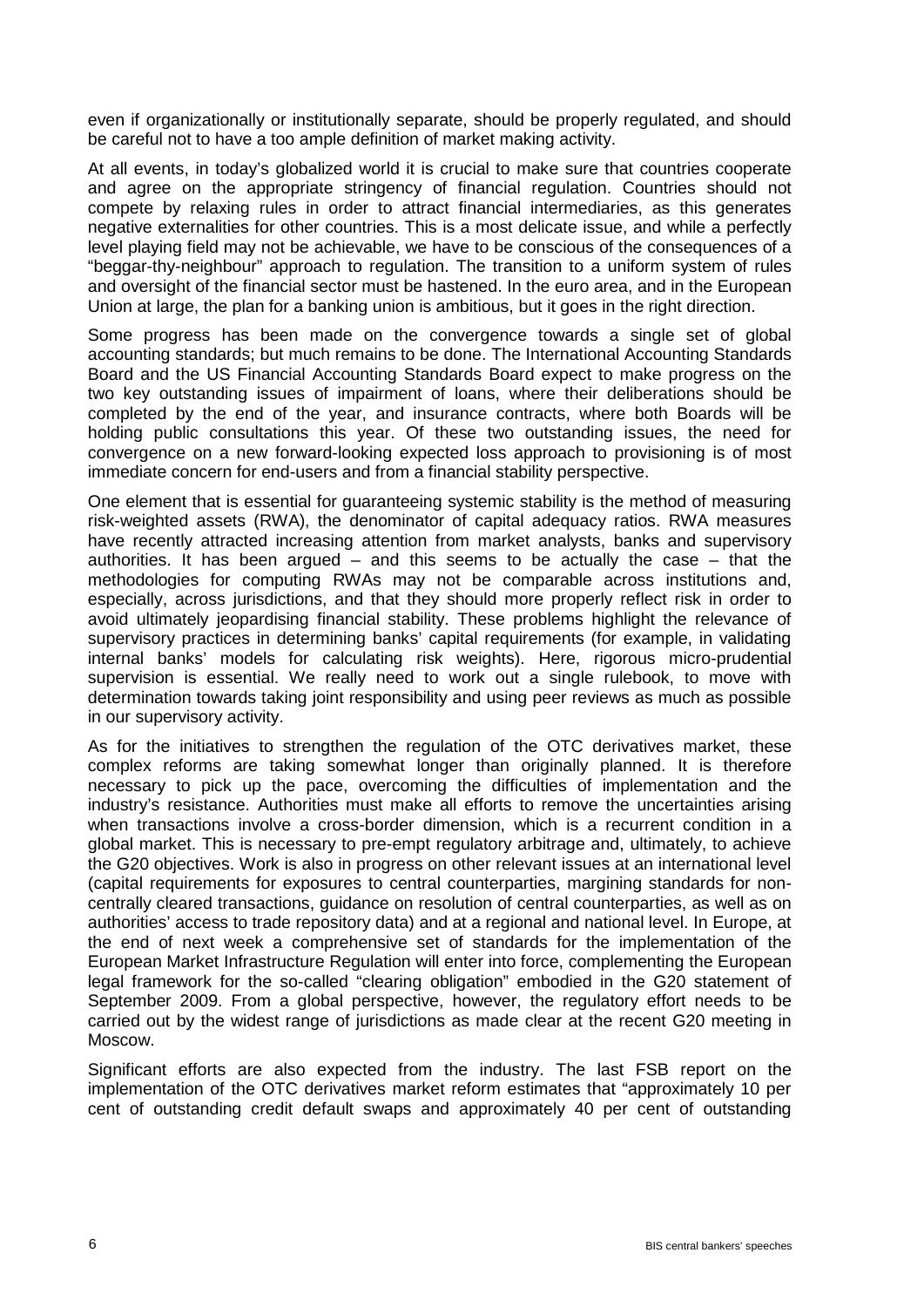even if organizationally or institutionally separate, should be properly regulated, and should be careful not to have a too ample definition of market making activity.

At all events, in today's globalized world it is crucial to make sure that countries cooperate and agree on the appropriate stringency of financial regulation. Countries should not compete by relaxing rules in order to attract financial intermediaries, as this generates negative externalities for other countries. This is a most delicate issue, and while a perfectly level playing field may not be achievable, we have to be conscious of the consequences of a "beggar-thy-neighbour" approach to regulation. The transition to a uniform system of rules and oversight of the financial sector must be hastened. In the euro area, and in the European Union at large, the plan for a banking union is ambitious, but it goes in the right direction.

Some progress has been made on the convergence towards a single set of global accounting standards; but much remains to be done. The International Accounting Standards Board and the US Financial Accounting Standards Board expect to make progress on the two key outstanding issues of impairment of loans, where their deliberations should be completed by the end of the year, and insurance contracts, where both Boards will be holding public consultations this year. Of these two outstanding issues, the need for convergence on a new forward-looking expected loss approach to provisioning is of most immediate concern for end-users and from a financial stability perspective.

One element that is essential for guaranteeing systemic stability is the method of measuring risk-weighted assets (RWA), the denominator of capital adequacy ratios. RWA measures have recently attracted increasing attention from market analysts, banks and supervisory authorities. It has been argued – and this seems to be actually the case – that the methodologies for computing RWAs may not be comparable across institutions and, especially, across jurisdictions, and that they should more properly reflect risk in order to avoid ultimately jeopardising financial stability. These problems highlight the relevance of supervisory practices in determining banks' capital requirements (for example, in validating internal banks' models for calculating risk weights). Here, rigorous micro-prudential supervision is essential. We really need to work out a single rulebook, to move with determination towards taking joint responsibility and using peer reviews as much as possible in our supervisory activity.

As for the initiatives to strengthen the regulation of the OTC derivatives market, these complex reforms are taking somewhat longer than originally planned. It is therefore necessary to pick up the pace, overcoming the difficulties of implementation and the industry's resistance. Authorities must make all efforts to remove the uncertainties arising when transactions involve a cross-border dimension, which is a recurrent condition in a global market. This is necessary to pre-empt regulatory arbitrage and, ultimately, to achieve the G20 objectives. Work is also in progress on other relevant issues at an international level (capital requirements for exposures to central counterparties, margining standards for non-centrally cleared transactions, guidance on resolution of central counterparties, as well as on authorities' access to trade repository data) and at a regional and national level. In Europe, at the end of next week a comprehensive set of standards for the implementation of the European Market Infrastructure Regulation will enter into force, complementing the European legal framework for the so-called "clearing obligation" embodied in the G20 statement of September 2009. From a global perspective, however, the regulatory effort needs to be carried out by the widest range of jurisdictions as made clear at the recent G20 meeting in Moscow.

Significant efforts are also expected from the industry. The last FSB report on the implementation of the OTC derivatives market reform estimates that "approximately 10 per cent of outstanding credit default swaps and approximately 40 per cent of outstanding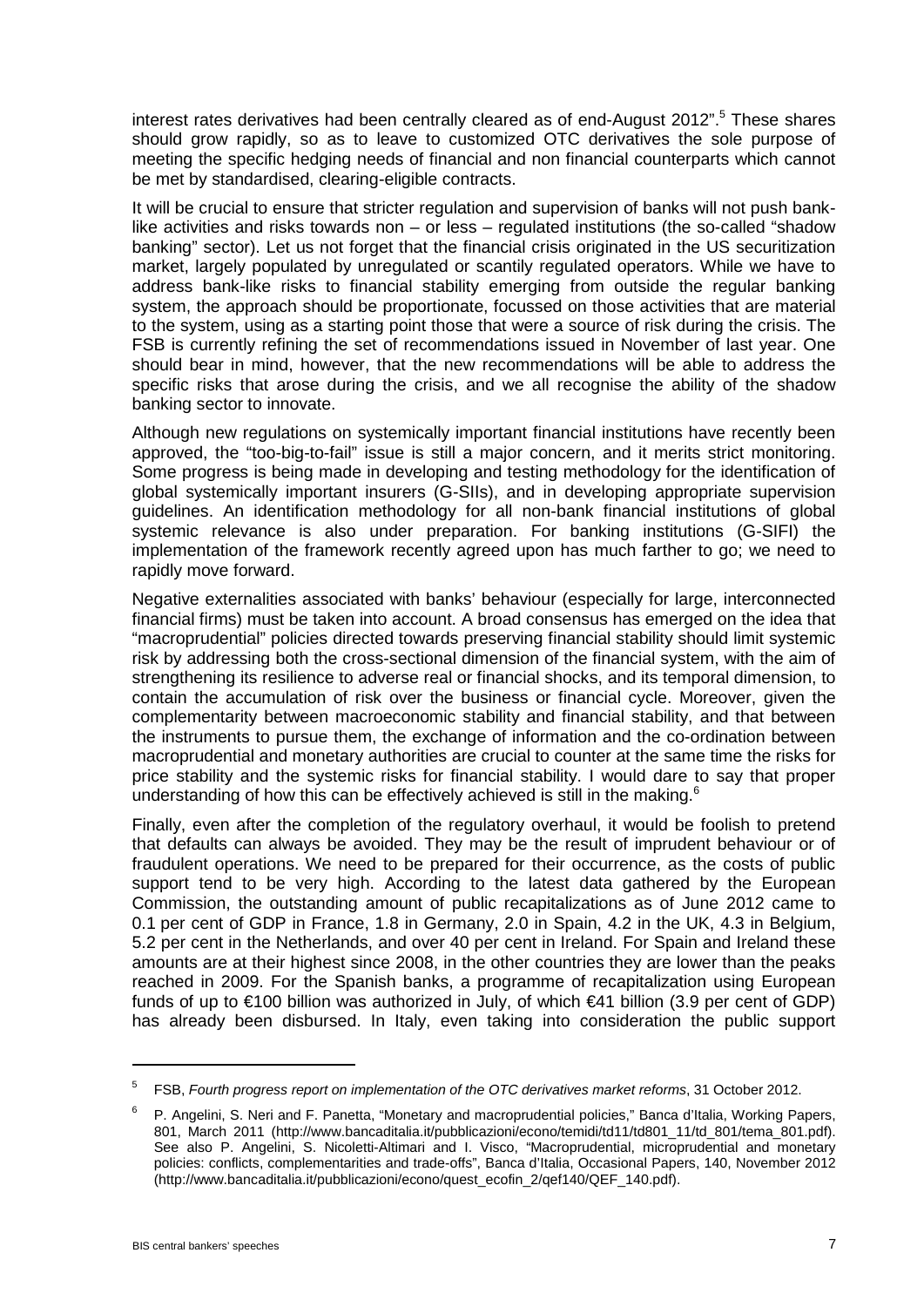interest rates derivatives had been centrally cleared as of end-August 2012".[5] These shares should grow rapidly, so as to leave to customized OTC derivatives the sole purpose of meeting the specific hedging needs of financial and non financial counterparts which cannot be met by standardised, clearing-eligible contracts.

It will be crucial to ensure that stricter regulation and supervision of banks will not push bank-like activities and risks towards non – or less – regulated institutions (the so-called "shadow banking" sector). Let us not forget that the financial crisis originated in the US securitization market, largely populated by unregulated or scantily regulated operators. While we have to address bank-like risks to financial stability emerging from outside the regular banking system, the approach should be proportionate, focussed on those activities that are material to the system, using as a starting point those that were a source of risk during the crisis. The FSB is currently refining the set of recommendations issued in November of last year. One should bear in mind, however, that the new recommendations will be able to address the specific risks that arose during the crisis, and we all recognise the ability of the shadow banking sector to innovate.

Although new regulations on systemically important financial institutions have recently been approved, the "too-big-to-fail" issue is still a major concern, and it merits strict monitoring. Some progress is being made in developing and testing methodology for the identification of global systemically important insurers (G-SIIs), and in developing appropriate supervision guidelines. An identification methodology for all non-bank financial institutions of global systemic relevance is also under preparation. For banking institutions (G-SIFI) the implementation of the framework recently agreed upon has much farther to go; we need to rapidly move forward.

Negative externalities associated with banks' behaviour (especially for large, interconnected financial firms) must be taken into account. A broad consensus has emerged on the idea that "macroprudential" policies directed towards preserving financial stability should limit systemic risk by addressing both the cross-sectional dimension of the financial system, with the aim of strengthening its resilience to adverse real or financial shocks, and its temporal dimension, to contain the accumulation of risk over the business or financial cycle. Moreover, given the complementarity between macroeconomic stability and financial stability, and that between the instruments to pursue them, the exchange of information and the co-ordination between macroprudential and monetary authorities are crucial to counter at the same time the risks for price stability and the systemic risks for financial stability. I would dare to say that proper understanding of how this can be effectively achieved is still in the making.[6]

Finally, even after the completion of the regulatory overhaul, it would be foolish to pretend that defaults can always be avoided. They may be the result of imprudent behaviour or of fraudulent operations. We need to be prepared for their occurrence, as the costs of public support tend to be very high. According to the latest data gathered by the European Commission, the outstanding amount of public recapitalizations as of June 2012 came to 0.1 per cent of GDP in France, 1.8 in Germany, 2.0 in Spain, 4.2 in the UK, 4.3 in Belgium, 5.2 per cent in the Netherlands, and over 40 per cent in Ireland. For Spain and Ireland these amounts are at their highest since 2008, in the other countries they are lower than the peaks reached in 2009. For the Spanish banks, a programme of recapitalization using European funds of up to €100 billion was authorized in July, of which €41 billion (3.9 per cent of GDP) has already been disbursed. In Italy, even taking into consideration the public support

---

[5] FSB, *Fourth progress report on implementation of the OTC derivatives market reforms*, 31 October 2012.

[6] P. Angelini, S. Neri and F. Panetta, "Monetary and macroprudential policies," Banca d'Italia, Working Papers, 801, March 2011 (http://www.bancaditalia.it/pubblicazioni/econo/temidi/td11/td801_11/td_801/tema_801.pdf). See also P. Angelini, S. Nicoletti-Altimari and I. Visco, "Macroprudential, microprudential and monetary policies: conflicts, complementarities and trade-offs", Banca d'Italia, Occasional Papers, 140, November 2012 (http://www.bancaditalia.it/pubblicazioni/econo/quest_ecofin_2/qef140/QEF_140.pdf).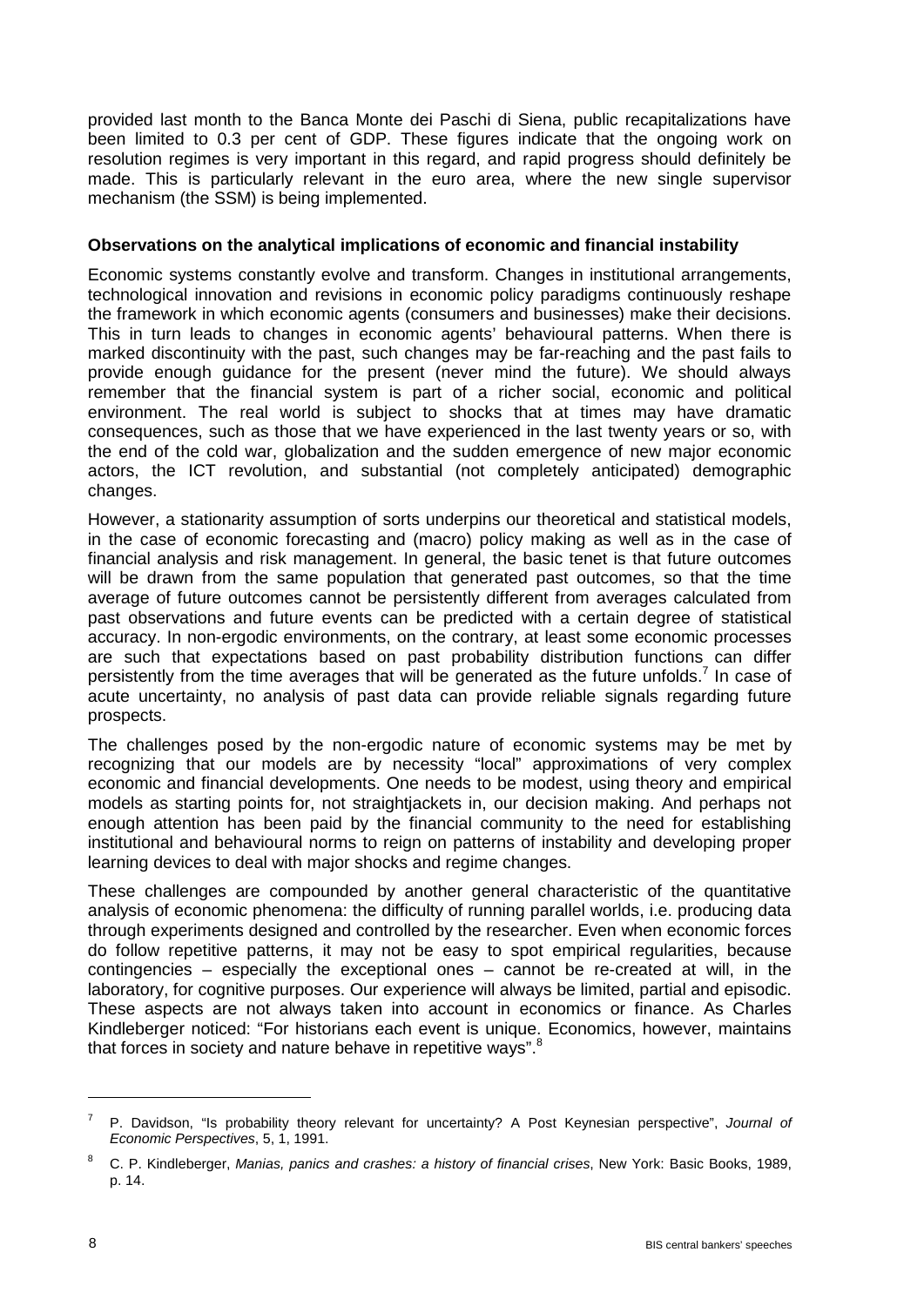provided last month to the Banca Monte dei Paschi di Siena, public recapitalizations have been limited to 0.3 per cent of GDP. These figures indicate that the ongoing work on resolution regimes is very important in this regard, and rapid progress should definitely be made. This is particularly relevant in the euro area, where the new single supervisor mechanism (the SSM) is being implemented.

**Observations on the analytical implications of economic and financial instability**

Economic systems constantly evolve and transform. Changes in institutional arrangements, technological innovation and revisions in economic policy paradigms continuously reshape the framework in which economic agents (consumers and businesses) make their decisions. This in turn leads to changes in economic agents' behavioural patterns. When there is marked discontinuity with the past, such changes may be far-reaching and the past fails to provide enough guidance for the present (never mind the future). We should always remember that the financial system is part of a richer social, economic and political environment. The real world is subject to shocks that at times may have dramatic consequences, such as those that we have experienced in the last twenty years or so, with the end of the cold war, globalization and the sudden emergence of new major economic actors, the ICT revolution, and substantial (not completely anticipated) demographic changes.

However, a stationarity assumption of sorts underpins our theoretical and statistical models, in the case of economic forecasting and (macro) policy making as well as in the case of financial analysis and risk management. In general, the basic tenet is that future outcomes will be drawn from the same population that generated past outcomes, so that the time average of future outcomes cannot be persistently different from averages calculated from past observations and future events can be predicted with a certain degree of statistical accuracy. In non-ergodic environments, on the contrary, at least some economic processes are such that expectations based on past probability distribution functions can differ persistently from the time averages that will be generated as the future unfolds.[7] In case of acute uncertainty, no analysis of past data can provide reliable signals regarding future prospects.

The challenges posed by the non-ergodic nature of economic systems may be met by recognizing that our models are by necessity "local" approximations of very complex economic and financial developments. One needs to be modest, using theory and empirical models as starting points for, not straightjackets in, our decision making. And perhaps not enough attention has been paid by the financial community to the need for establishing institutional and behavioural norms to reign on patterns of instability and developing proper learning devices to deal with major shocks and regime changes.

These challenges are compounded by another general characteristic of the quantitative analysis of economic phenomena: the difficulty of running parallel worlds, i.e. producing data through experiments designed and controlled by the researcher. Even when economic forces do follow repetitive patterns, it may not be easy to spot empirical regularities, because contingencies – especially the exceptional ones – cannot be re-created at will, in the laboratory, for cognitive purposes. Our experience will always be limited, partial and episodic. These aspects are not always taken into account in economics or finance. As Charles Kindleberger noticed: "For historians each event is unique. Economics, however, maintains that forces in society and nature behave in repetitive ways".[8]

---

[7] P. Davidson, "Is probability theory relevant for uncertainty? A Post Keynesian perspective", *Journal of Economic Perspectives*, 5, 1, 1991.

[8] C. P. Kindleberger, *Manias, panics and crashes: a history of financial crises*, New York: Basic Books, 1989, p. 14.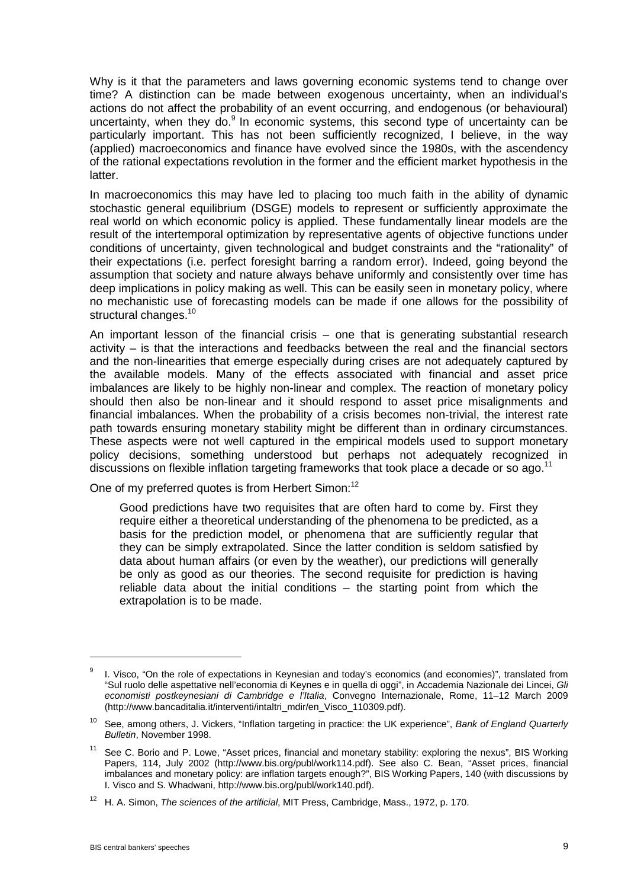Why is it that the parameters and laws governing economic systems tend to change over time? A distinction can be made between exogenous uncertainty, when an individual's actions do not affect the probability of an event occurring, and endogenous (or behavioural) uncertainty, when they do.[9] In economic systems, this second type of uncertainty can be particularly important. This has not been sufficiently recognized, I believe, in the way (applied) macroeconomics and finance have evolved since the 1980s, with the ascendency of the rational expectations revolution in the former and the efficient market hypothesis in the latter.

In macroeconomics this may have led to placing too much faith in the ability of dynamic stochastic general equilibrium (DSGE) models to represent or sufficiently approximate the real world on which economic policy is applied. These fundamentally linear models are the result of the intertemporal optimization by representative agents of objective functions under conditions of uncertainty, given technological and budget constraints and the "rationality" of their expectations (i.e. perfect foresight barring a random error). Indeed, going beyond the assumption that society and nature always behave uniformly and consistently over time has deep implications in policy making as well. This can be easily seen in monetary policy, where no mechanistic use of forecasting models can be made if one allows for the possibility of structural changes.[10]

An important lesson of the financial crisis – one that is generating substantial research activity – is that the interactions and feedbacks between the real and the financial sectors and the non-linearities that emerge especially during crises are not adequately captured by the available models. Many of the effects associated with financial and asset price imbalances are likely to be highly non-linear and complex. The reaction of monetary policy should then also be non-linear and it should respond to asset price misalignments and financial imbalances. When the probability of a crisis becomes non-trivial, the interest rate path towards ensuring monetary stability might be different than in ordinary circumstances. These aspects were not well captured in the empirical models used to support monetary policy decisions, something understood but perhaps not adequately recognized in discussions on flexible inflation targeting frameworks that took place a decade or so ago.[11]

One of my preferred quotes is from Herbert Simon:[12]

> Good predictions have two requisites that are often hard to come by. First they require either a theoretical understanding of the phenomena to be predicted, as a basis for the prediction model, or phenomena that are sufficiently regular that they can be simply extrapolated. Since the latter condition is seldom satisfied by data about human affairs (or even by the weather), our predictions will generally be only as good as our theories. The second requisite for prediction is having reliable data about the initial conditions – the starting point from which the extrapolation is to be made.

---

[9] I. Visco, "On the role of expectations in Keynesian and today's economics (and economies)", translated from "Sul ruolo delle aspettative nell'economia di Keynes e in quella di oggi", in Accademia Nazionale dei Lincei, *Gli economisti postkeynesiani di Cambridge e l'Italia*, Convegno Internazionale, Rome, 11–12 March 2009 (http://www.bancaditalia.it/interventi/intaltri_mdir/en_Visco_110309.pdf).

[10] See, among others, J. Vickers, "Inflation targeting in practice: the UK experience", *Bank of England Quarterly Bulletin*, November 1998.

[11] See C. Borio and P. Lowe, "Asset prices, financial and monetary stability: exploring the nexus", BIS Working Papers, 114, July 2002 (http://www.bis.org/publ/work114.pdf). See also C. Bean, "Asset prices, financial imbalances and monetary policy: are inflation targets enough?", BIS Working Papers, 140 (with discussions by I. Visco and S. Whadwani, http://www.bis.org/publ/work140.pdf).

[12] H. A. Simon, *The sciences of the artificial*, MIT Press, Cambridge, Mass., 1972, p. 170.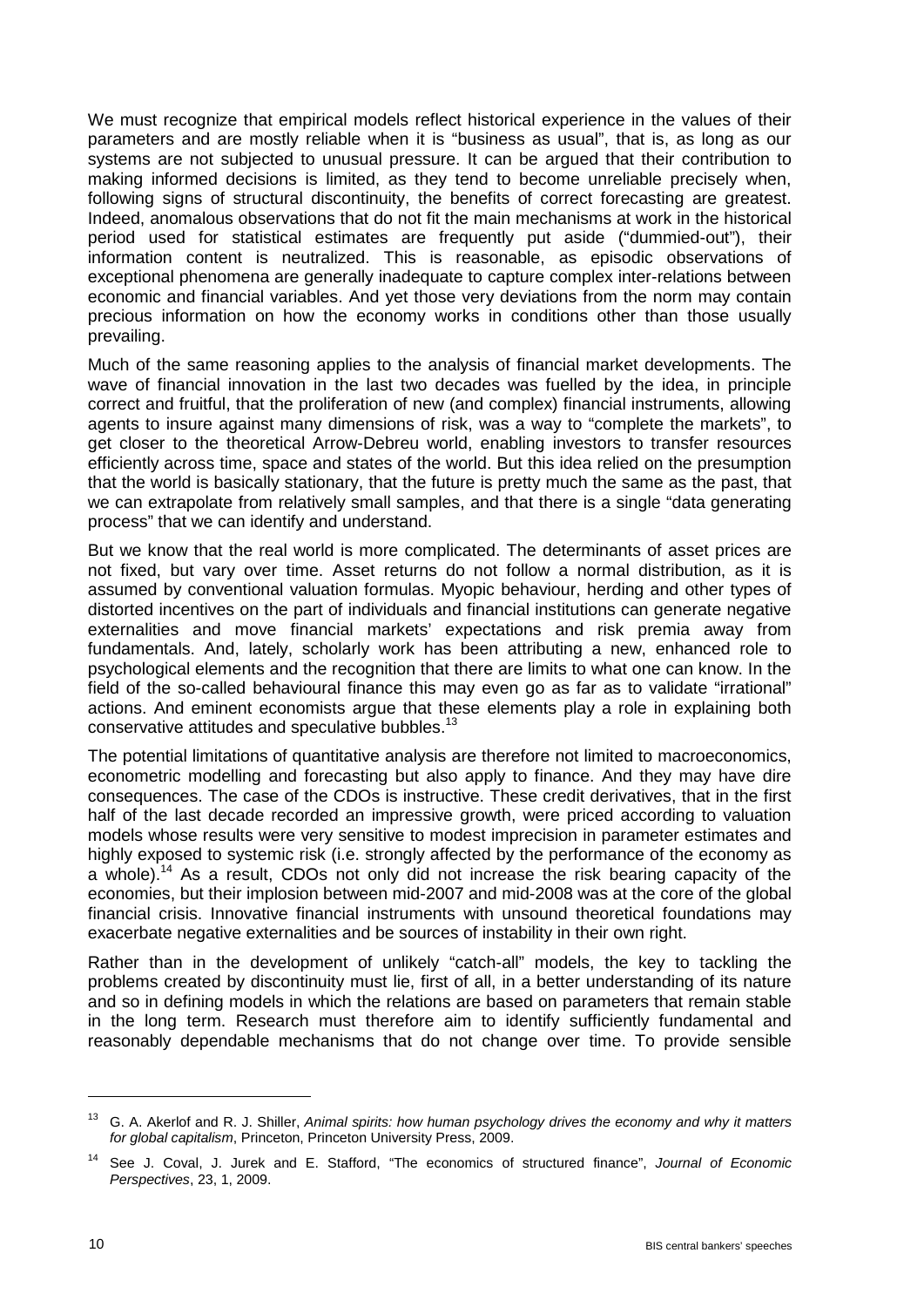We must recognize that empirical models reflect historical experience in the values of their parameters and are mostly reliable when it is "business as usual", that is, as long as our systems are not subjected to unusual pressure. It can be argued that their contribution to making informed decisions is limited, as they tend to become unreliable precisely when, following signs of structural discontinuity, the benefits of correct forecasting are greatest. Indeed, anomalous observations that do not fit the main mechanisms at work in the historical period used for statistical estimates are frequently put aside ("dummied-out"), their information content is neutralized. This is reasonable, as episodic observations of exceptional phenomena are generally inadequate to capture complex inter-relations between economic and financial variables. And yet those very deviations from the norm may contain precious information on how the economy works in conditions other than those usually prevailing.

Much of the same reasoning applies to the analysis of financial market developments. The wave of financial innovation in the last two decades was fuelled by the idea, in principle correct and fruitful, that the proliferation of new (and complex) financial instruments, allowing agents to insure against many dimensions of risk, was a way to "complete the markets", to get closer to the theoretical Arrow-Debreu world, enabling investors to transfer resources efficiently across time, space and states of the world. But this idea relied on the presumption that the world is basically stationary, that the future is pretty much the same as the past, that we can extrapolate from relatively small samples, and that there is a single "data generating process" that we can identify and understand.

But we know that the real world is more complicated. The determinants of asset prices are not fixed, but vary over time. Asset returns do not follow a normal distribution, as it is assumed by conventional valuation formulas. Myopic behaviour, herding and other types of distorted incentives on the part of individuals and financial institutions can generate negative externalities and move financial markets' expectations and risk premia away from fundamentals. And, lately, scholarly work has been attributing a new, enhanced role to psychological elements and the recognition that there are limits to what one can know. In the field of the so-called behavioural finance this may even go as far as to validate "irrational" actions. And eminent economists argue that these elements play a role in explaining both conservative attitudes and speculative bubbles.[13]

The potential limitations of quantitative analysis are therefore not limited to macroeconomics, econometric modelling and forecasting but also apply to finance. And they may have dire consequences. The case of the CDOs is instructive. These credit derivatives, that in the first half of the last decade recorded an impressive growth, were priced according to valuation models whose results were very sensitive to modest imprecision in parameter estimates and highly exposed to systemic risk (i.e. strongly affected by the performance of the economy as a whole).[14] As a result, CDOs not only did not increase the risk bearing capacity of the economies, but their implosion between mid-2007 and mid-2008 was at the core of the global financial crisis. Innovative financial instruments with unsound theoretical foundations may exacerbate negative externalities and be sources of instability in their own right.

Rather than in the development of unlikely "catch-all" models, the key to tackling the problems created by discontinuity must lie, first of all, in a better understanding of its nature and so in defining models in which the relations are based on parameters that remain stable in the long term. Research must therefore aim to identify sufficiently fundamental and reasonably dependable mechanisms that do not change over time. To provide sensible

---

[13] G. A. Akerlof and R. J. Shiller, *Animal spirits: how human psychology drives the economy and why it matters for global capitalism*, Princeton, Princeton University Press, 2009.

[14] See J. Coval, J. Jurek and E. Stafford, "The economics of structured finance", *Journal of Economic Perspectives*, 23, 1, 2009.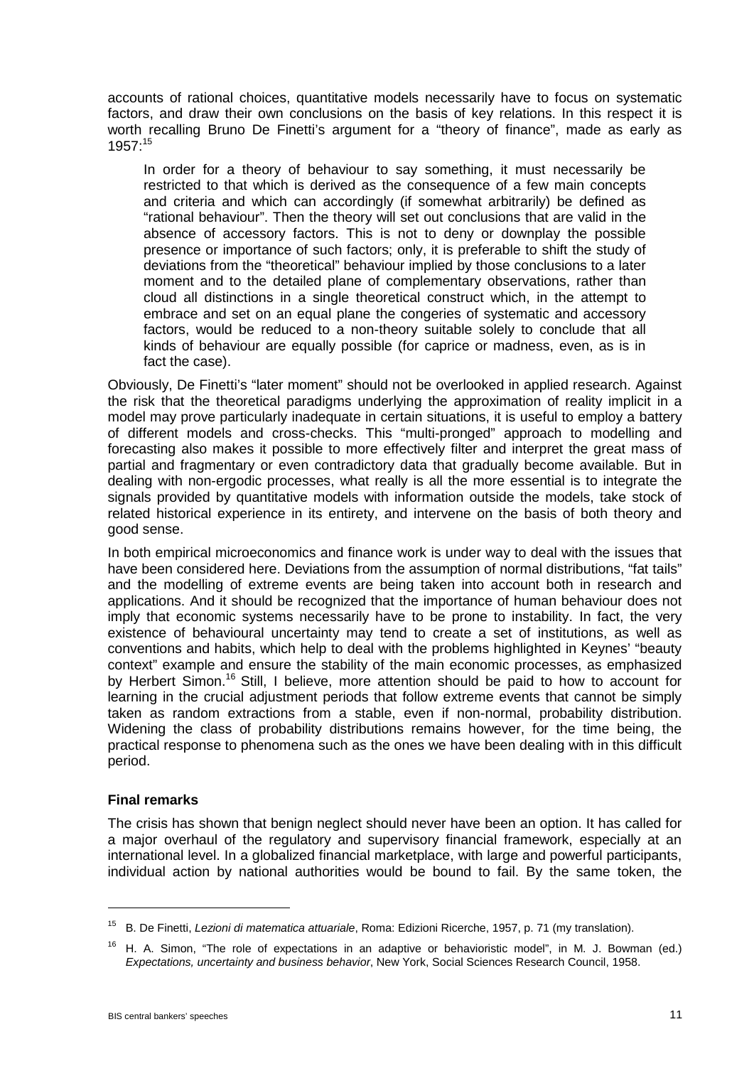accounts of rational choices, quantitative models necessarily have to focus on systematic factors, and draw their own conclusions on the basis of key relations. In this respect it is worth recalling Bruno De Finetti's argument for a "theory of finance", made as early as 1957:[15]

> In order for a theory of behaviour to say something, it must necessarily be restricted to that which is derived as the consequence of a few main concepts and criteria and which can accordingly (if somewhat arbitrarily) be defined as "rational behaviour". Then the theory will set out conclusions that are valid in the absence of accessory factors. This is not to deny or downplay the possible presence or importance of such factors; only, it is preferable to shift the study of deviations from the "theoretical" behaviour implied by those conclusions to a later moment and to the detailed plane of complementary observations, rather than cloud all distinctions in a single theoretical construct which, in the attempt to embrace and set on an equal plane the congeries of systematic and accessory factors, would be reduced to a non-theory suitable solely to conclude that all kinds of behaviour are equally possible (for caprice or madness, even, as is in fact the case).

Obviously, De Finetti's "later moment" should not be overlooked in applied research. Against the risk that the theoretical paradigms underlying the approximation of reality implicit in a model may prove particularly inadequate in certain situations, it is useful to employ a battery of different models and cross-checks. This "multi-pronged" approach to modelling and forecasting also makes it possible to more effectively filter and interpret the great mass of partial and fragmentary or even contradictory data that gradually become available. But in dealing with non-ergodic processes, what really is all the more essential is to integrate the signals provided by quantitative models with information outside the models, take stock of related historical experience in its entirety, and intervene on the basis of both theory and good sense.

In both empirical microeconomics and finance work is under way to deal with the issues that have been considered here. Deviations from the assumption of normal distributions, "fat tails" and the modelling of extreme events are being taken into account both in research and applications. And it should be recognized that the importance of human behaviour does not imply that economic systems necessarily have to be prone to instability. In fact, the very existence of behavioural uncertainty may tend to create a set of institutions, as well as conventions and habits, which help to deal with the problems highlighted in Keynes' "beauty context" example and ensure the stability of the main economic processes, as emphasized by Herbert Simon.[16] Still, I believe, more attention should be paid to how to account for learning in the crucial adjustment periods that follow extreme events that cannot be simply taken as random extractions from a stable, even if non-normal, probability distribution. Widening the class of probability distributions remains however, for the time being, the practical response to phenomena such as the ones we have been dealing with in this difficult period.

## Final remarks

The crisis has shown that benign neglect should never have been an option. It has called for a major overhaul of the regulatory and supervisory financial framework, especially at an international level. In a globalized financial marketplace, with large and powerful participants, individual action by national authorities would be bound to fail. By the same token, the

---

[15] B. De Finetti, *Lezioni di matematica attuariale*, Roma: Edizioni Ricerche, 1957, p. 71 (my translation).

[16] H. A. Simon, "The role of expectations in an adaptive or behavioristic model", in M. J. Bowman (ed.) *Expectations, uncertainty and business behavior*, New York, Social Sciences Research Council, 1958.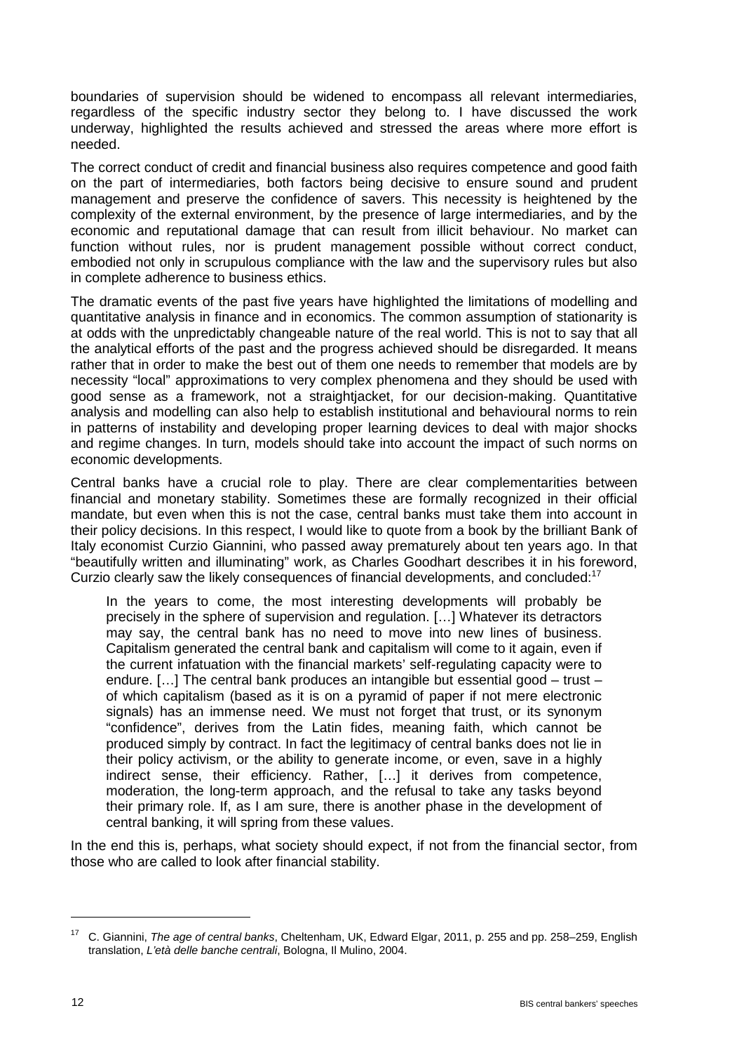boundaries of supervision should be widened to encompass all relevant intermediaries, regardless of the specific industry sector they belong to. I have discussed the work underway, highlighted the results achieved and stressed the areas where more effort is needed.

The correct conduct of credit and financial business also requires competence and good faith on the part of intermediaries, both factors being decisive to ensure sound and prudent management and preserve the confidence of savers. This necessity is heightened by the complexity of the external environment, by the presence of large intermediaries, and by the economic and reputational damage that can result from illicit behaviour. No market can function without rules, nor is prudent management possible without correct conduct, embodied not only in scrupulous compliance with the law and the supervisory rules but also in complete adherence to business ethics.

The dramatic events of the past five years have highlighted the limitations of modelling and quantitative analysis in finance and in economics. The common assumption of stationarity is at odds with the unpredictably changeable nature of the real world. This is not to say that all the analytical efforts of the past and the progress achieved should be disregarded. It means rather that in order to make the best out of them one needs to remember that models are by necessity "local" approximations to very complex phenomena and they should be used with good sense as a framework, not a straightjacket, for our decision-making. Quantitative analysis and modelling can also help to establish institutional and behavioural norms to rein in patterns of instability and developing proper learning devices to deal with major shocks and regime changes. In turn, models should take into account the impact of such norms on economic developments.

Central banks have a crucial role to play. There are clear complementarities between financial and monetary stability. Sometimes these are formally recognized in their official mandate, but even when this is not the case, central banks must take them into account in their policy decisions. In this respect, I would like to quote from a book by the brilliant Bank of Italy economist Curzio Giannini, who passed away prematurely about ten years ago. In that "beautifully written and illuminating" work, as Charles Goodhart describes it in his foreword, Curzio clearly saw the likely consequences of financial developments, and concluded:[17]

> In the years to come, the most interesting developments will probably be precisely in the sphere of supervision and regulation. […] Whatever its detractors may say, the central bank has no need to move into new lines of business. Capitalism generated the central bank and capitalism will come to it again, even if the current infatuation with the financial markets' self-regulating capacity were to endure. […] The central bank produces an intangible but essential good – trust – of which capitalism (based as it is on a pyramid of paper if not mere electronic signals) has an immense need. We must not forget that trust, or its synonym "confidence", derives from the Latin fides, meaning faith, which cannot be produced simply by contract. In fact the legitimacy of central banks does not lie in their policy activism, or the ability to generate income, or even, save in a highly indirect sense, their efficiency. Rather, […] it derives from competence, moderation, the long-term approach, and the refusal to take any tasks beyond their primary role. If, as I am sure, there is another phase in the development of central banking, it will spring from these values.

In the end this is, perhaps, what society should expect, if not from the financial sector, from those who are called to look after financial stability.

---

[17] C. Giannini, *The age of central banks*, Cheltenham, UK, Edward Elgar, 2011, p. 255 and pp. 258–259, English translation, *L'età delle banche centrali*, Bologna, Il Mulino, 2004.